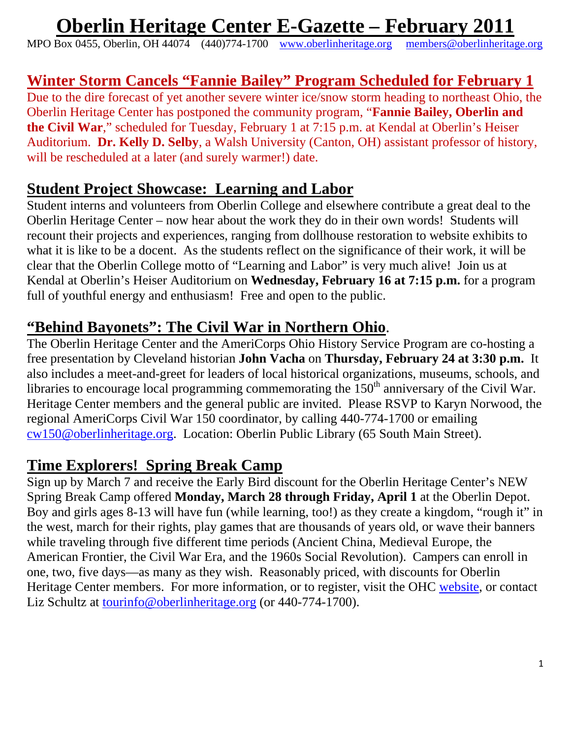# Oberlin Heritage Center E-Gazette – February 2011

MPO Box 0455, Oberlin, OH 44074 (440)774-1700 www.oberlinheritage.org members@oberlinheritage.org

## Winter Storm Cancels "Fannie Bailey" Program Scheduled for February 1

Due to the dire forecast of yet another severe winter ice/snow storm heading to northeast Ohio, the Oberlin Heritage Center has postponed the community program, "**Fannie Bailey, Oberlin and the Civil War**," scheduled for Tuesday, February 1 at 7:15 p.m. at Kendal at Oberlin's Heiser Auditorium. **Dr. Kelly D. Selby**, a Walsh University (Canton, OH) assistant professor of history, will be rescheduled at a later (and surely warmer!) date.

## Student Project Showcase: Learning and Labor

Student interns and volunteers from Oberlin College and elsewhere contribute a great deal to the Oberlin Heritage Center – now hear about the work they do in their own words! Students will recount their projects and experiences, ranging from dollhouse restoration to website exhibits to what it is like to be a docent. As the students reflect on the significance of their work, it will be clear that the Oberlin College motto of "Learning and Labor" is very much alive! Join us at Kendal at Oberlin's Heiser Auditorium on **Wednesday, February 16 at 7:15 p.m.** for a program full of youthful energy and enthusiasm! Free and open to the public.

## "Behind Bayonets": The Civil War in Northern Ohio.

The Oberlin Heritage Center and the AmeriCorps Ohio History Service Program are co-hosting a free presentation by Cleveland historian **John Vacha** on **Thursday, February 24 at 3:30 p.m.** It also includes a meet-and-greet for leaders of local historical organizations, museums, schools, and libraries to encourage local programming commemorating the 150th anniversary of the Civil War. Heritage Center members and the general public are invited. Please RSVP to Karyn Norwood, the regional AmeriCorps Civil War 150 coordinator, by calling 440-774-1700 or emailing cw150@oberlinheritage.org. Location: Oberlin Public Library (65 South Main Street).

## Time Explorers! Spring Break Camp

Sign up by March 7 and receive the Early Bird discount for the Oberlin Heritage Center's NEW Spring Break Camp offered **Monday, March 28 through Friday, April 1** at the Oberlin Depot. Boy and girls ages 8-13 will have fun (while learning, too!) as they create a kingdom, "rough it" in the west, march for their rights, play games that are thousands of years old, or wave their banners while traveling through five different time periods (Ancient China, Medieval Europe, the American Frontier, the Civil War Era, and the 1960s Social Revolution). Campers can enroll in one, two, five days—as many as they wish. Reasonably priced, with discounts for Oberlin Heritage Center members. For more information, or to register, visit the OHC website, or contact Liz Schultz at tourinfo@oberlinheritage.org (or 440-774-1700).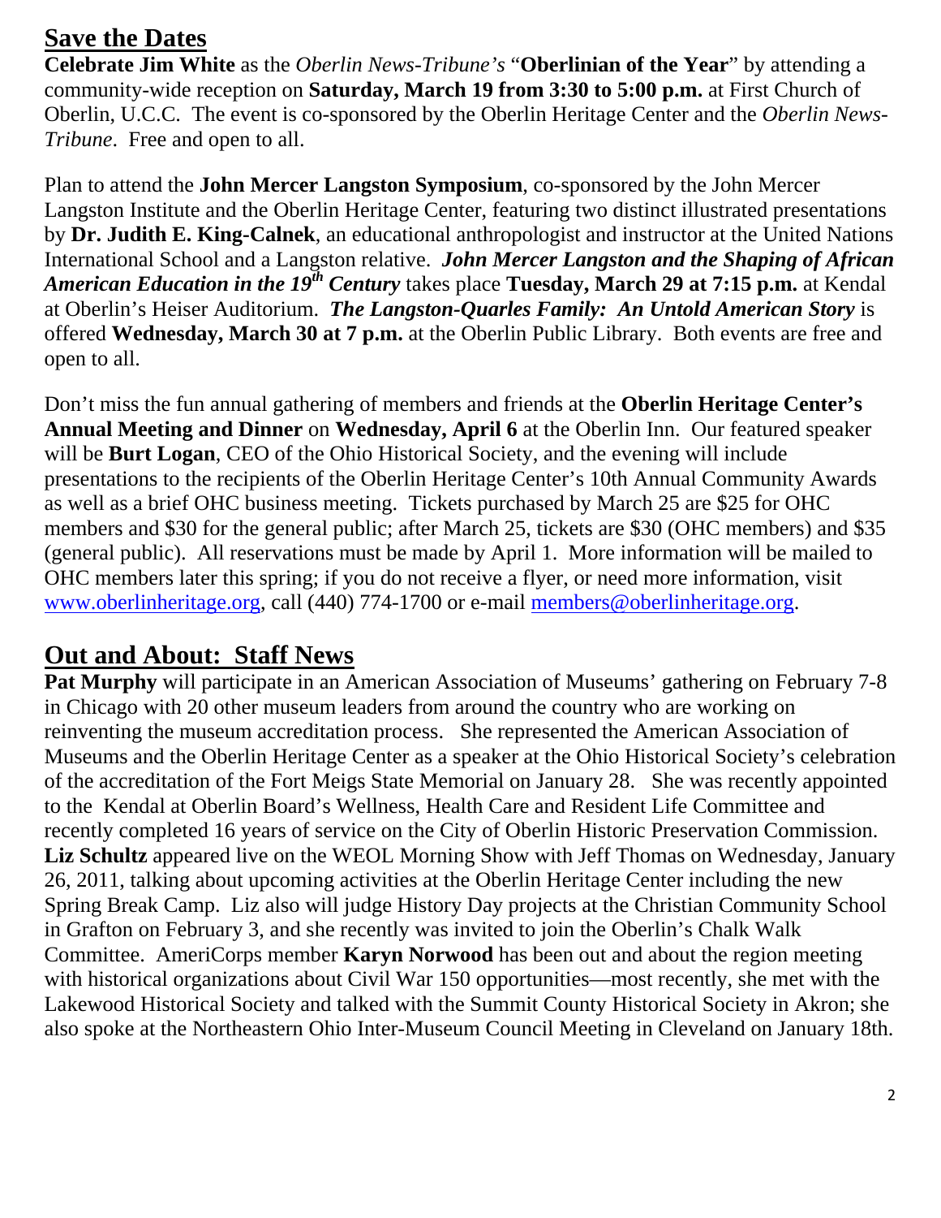## Save the Dates

**Celebrate Jim White** as the *Oberlin News-Tribune's* "**Oberlinian of the Year**" by attending a community-wide reception on **Saturday, March 19 from 3:30 to 5:00 p.m.** at First Church of Oberlin, U.C.C. The event is co-sponsored by the Oberlin Heritage Center and the *Oberlin News-Tribune*. Free and open to all.

Plan to attend the **John Mercer Langston Symposium**, co-sponsored by the John Mercer Langston Institute and the Oberlin Heritage Center, featuring two distinct illustrated presentations by **Dr. Judith E. King-Calnek**, an educational anthropologist and instructor at the United Nations International School and a Langston relative. ***John Mercer Langston and the Shaping of African American Education in the 19th Century*** takes place **Tuesday, March 29 at 7:15 p.m.** at Kendal at Oberlin's Heiser Auditorium. ***The Langston-Quarles Family: An Untold American Story*** is offered **Wednesday, March 30 at 7 p.m.** at the Oberlin Public Library. Both events are free and open to all.

Don't miss the fun annual gathering of members and friends at the **Oberlin Heritage Center's Annual Meeting and Dinner** on **Wednesday, April 6** at the Oberlin Inn. Our featured speaker will be **Burt Logan**, CEO of the Ohio Historical Society, and the evening will include presentations to the recipients of the Oberlin Heritage Center's 10th Annual Community Awards as well as a brief OHC business meeting. Tickets purchased by March 25 are $25 for OHC members and $30 for the general public; after March 25, tickets are $30 (OHC members) and $35 (general public). All reservations must be made by April 1. More information will be mailed to OHC members later this spring; if you do not receive a flyer, or need more information, visit www.oberlinheritage.org, call (440) 774-1700 or e-mail members@oberlinheritage.org.

## Out and About: Staff News

**Pat Murphy** will participate in an American Association of Museums' gathering on February 7-8 in Chicago with 20 other museum leaders from around the country who are working on reinventing the museum accreditation process. She represented the American Association of Museums and the Oberlin Heritage Center as a speaker at the Ohio Historical Society's celebration of the accreditation of the Fort Meigs State Memorial on January 28. She was recently appointed to the Kendal at Oberlin Board's Wellness, Health Care and Resident Life Committee and recently completed 16 years of service on the City of Oberlin Historic Preservation Commission. **Liz Schultz** appeared live on the WEOL Morning Show with Jeff Thomas on Wednesday, January 26, 2011, talking about upcoming activities at the Oberlin Heritage Center including the new Spring Break Camp. Liz also will judge History Day projects at the Christian Community School in Grafton on February 3, and she recently was invited to join the Oberlin's Chalk Walk Committee. AmeriCorps member **Karyn Norwood** has been out and about the region meeting with historical organizations about Civil War 150 opportunities—most recently, she met with the Lakewood Historical Society and talked with the Summit County Historical Society in Akron; she also spoke at the Northeastern Ohio Inter-Museum Council Meeting in Cleveland on January 18th.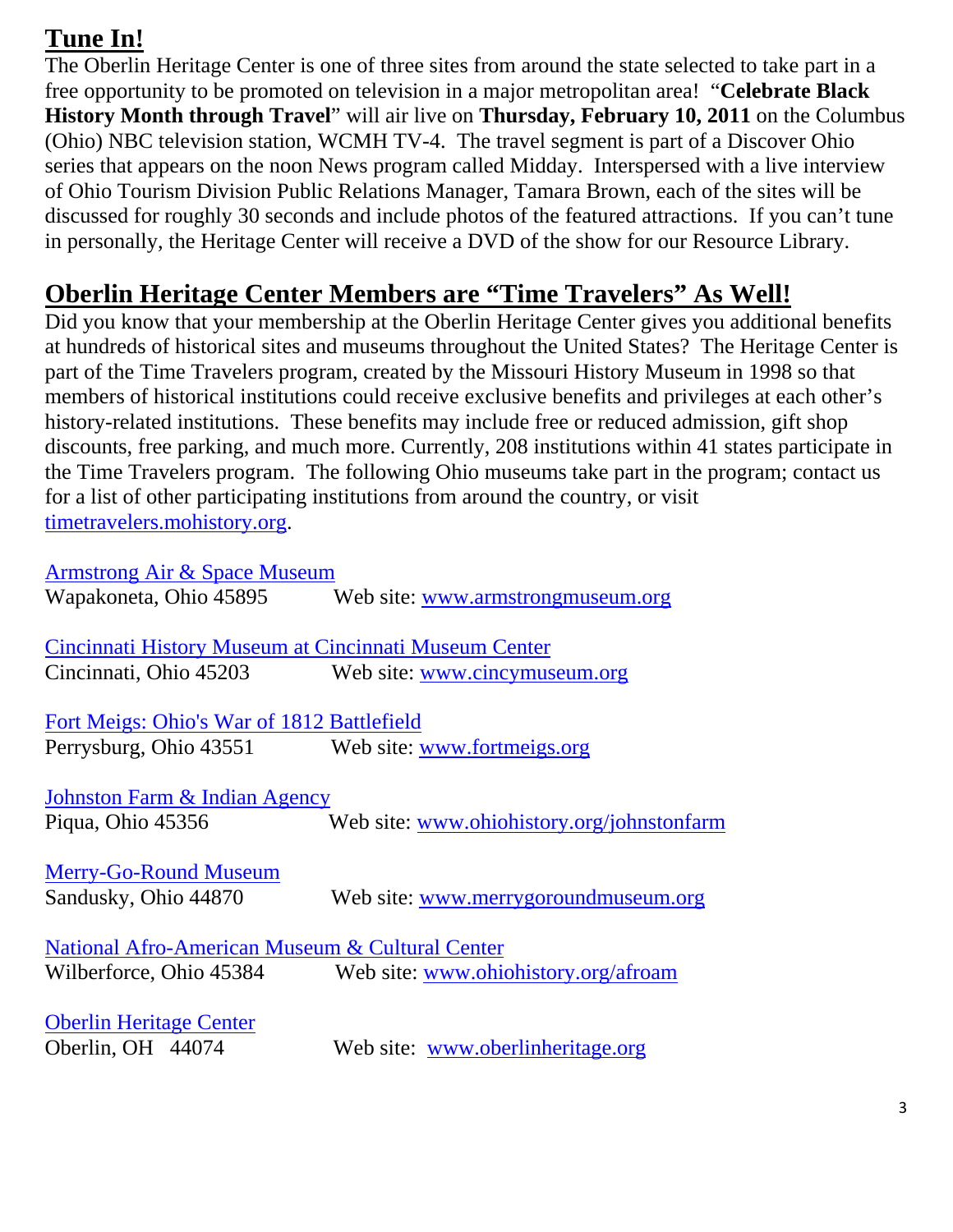## Tune In!

The Oberlin Heritage Center is one of three sites from around the state selected to take part in a free opportunity to be promoted on television in a major metropolitan area! "**Celebrate Black History Month through Travel**" will air live on **Thursday, February 10, 2011** on the Columbus (Ohio) NBC television station, WCMH TV-4. The travel segment is part of a Discover Ohio series that appears on the noon News program called Midday. Interspersed with a live interview of Ohio Tourism Division Public Relations Manager, Tamara Brown, each of the sites will be discussed for roughly 30 seconds and include photos of the featured attractions. If you can't tune in personally, the Heritage Center will receive a DVD of the show for our Resource Library.

## Oberlin Heritage Center Members are "Time Travelers" As Well!

Did you know that your membership at the Oberlin Heritage Center gives you additional benefits at hundreds of historical sites and museums throughout the United States? The Heritage Center is part of the Time Travelers program, created by the Missouri History Museum in 1998 so that members of historical institutions could receive exclusive benefits and privileges at each other's history-related institutions. These benefits may include free or reduced admission, gift shop discounts, free parking, and much more. Currently, 208 institutions within 41 states participate in the Time Travelers program. The following Ohio museums take part in the program; contact us for a list of other participating institutions from around the country, or visit timetravelers.mohistory.org.

Armstrong Air & Space Museum
Wapakoneta, Ohio 45895 Web site: www.armstrongmuseum.org

Cincinnati History Museum at Cincinnati Museum Center
Cincinnati, Ohio 45203 Web site: www.cincymuseum.org

Fort Meigs: Ohio's War of 1812 Battlefield
Perrysburg, Ohio 43551 Web site: www.fortmeigs.org

Johnston Farm & Indian Agency
Piqua, Ohio 45356 Web site: www.ohiohistory.org/johnstonfarm

Merry-Go-Round Museum
Sandusky, Ohio 44870 Web site: www.merrygoroundmuseum.org

National Afro-American Museum & Cultural Center
Wilberforce, Ohio 45384 Web site: www.ohiohistory.org/afroam

Oberlin Heritage Center
Oberlin, OH 44074 Web site: www.oberlinheritage.org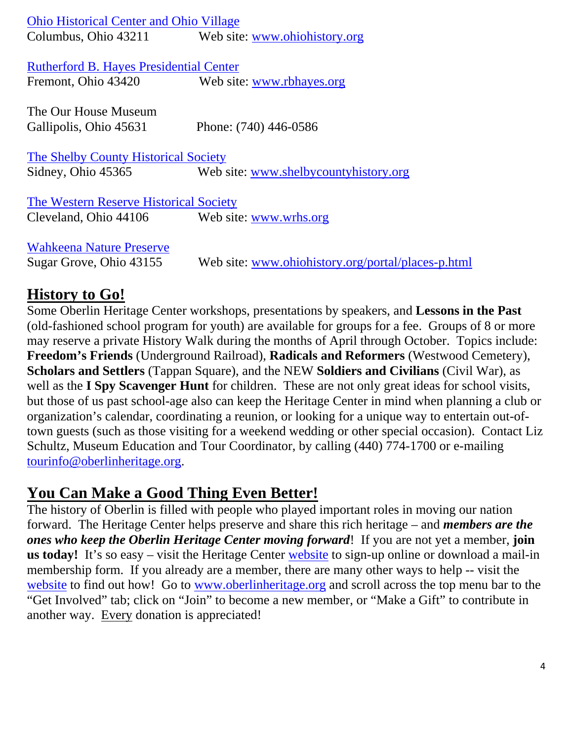[Ohio Historical Center and Ohio Village](http://www.ohiohistory.org)
Columbus, Ohio 43211 Web site: [www.ohiohistory.org](http://www.ohiohistory.org)

[Rutherford B. Hayes Presidential Center](http://www.rbhayes.org)
Fremont, Ohio 43420 Web site: [www.rbhayes.org](http://www.rbhayes.org)

The Our House Museum
Gallipolis, Ohio 45631 Phone: (740) 446-0586

[The Shelby County Historical Society](http://www.shelbycountyhistory.org)
Sidney, Ohio 45365 Web site: [www.shelbycountyhistory.org](http://www.shelbycountyhistory.org)

[The Western Reserve Historical Society](http://www.wrhs.org)
Cleveland, Ohio 44106 Web site: [www.wrhs.org](http://www.wrhs.org)

[Wahkeena Nature Preserve](http://www.ohiohistory.org/portal/places-p.html)
Sugar Grove, Ohio 43155 Web site: [www.ohiohistory.org/portal/places-p.html](http://www.ohiohistory.org/portal/places-p.html)

## History to Go!

Some Oberlin Heritage Center workshops, presentations by speakers, and **Lessons in the Past** (old-fashioned school program for youth) are available for groups for a fee. Groups of 8 or more may reserve a private History Walk during the months of April through October. Topics include: **Freedom's Friends** (Underground Railroad), **Radicals and Reformers** (Westwood Cemetery), **Scholars and Settlers** (Tappan Square), and the NEW **Soldiers and Civilians** (Civil War), as well as the **I Spy Scavenger Hunt** for children. These are not only great ideas for school visits, but those of us past school-age also can keep the Heritage Center in mind when planning a club or organization's calendar, coordinating a reunion, or looking for a unique way to entertain out-of-town guests (such as those visiting for a weekend wedding or other special occasion). Contact Liz Schultz, Museum Education and Tour Coordinator, by calling (440) 774-1700 or e-mailing [tourinfo@oberlinheritage.org](mailto:tourinfo@oberlinheritage.org).

## You Can Make a Good Thing Even Better!

The history of Oberlin is filled with people who played important roles in moving our nation forward. The Heritage Center helps preserve and share this rich heritage – and ***members are the ones who keep the Oberlin Heritage Center moving forward***! If you are not yet a member, **join us today!** It's so easy – visit the Heritage Center [website](http://www.oberlinheritage.org) to sign-up online or download a mail-in membership form. If you already are a member, there are many other ways to help -- visit the [website](http://www.oberlinheritage.org) to find out how! Go to [www.oberlinheritage.org](http://www.oberlinheritage.org) and scroll across the top menu bar to the "Get Involved" tab; click on "Join" to become a new member, or "Make a Gift" to contribute in another way. <u>Every</u> donation is appreciated!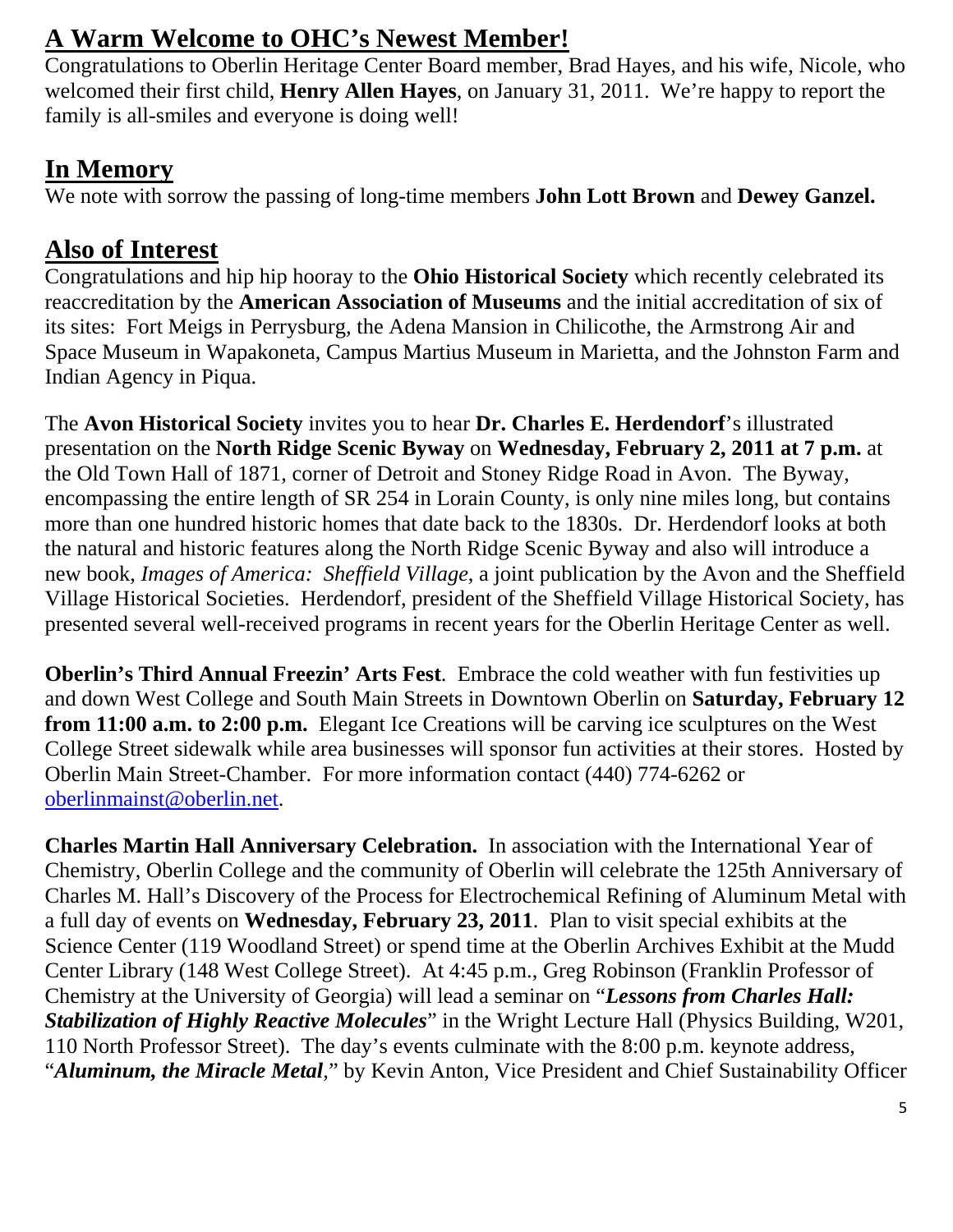## A Warm Welcome to OHC's Newest Member!

Congratulations to Oberlin Heritage Center Board member, Brad Hayes, and his wife, Nicole, who welcomed their first child, **Henry Allen Hayes**, on January 31, 2011. We're happy to report the family is all-smiles and everyone is doing well!

## In Memory

We note with sorrow the passing of long-time members **John Lott Brown** and **Dewey Ganzel.**

## Also of Interest

Congratulations and hip hip hooray to the **Ohio Historical Society** which recently celebrated its reaccreditation by the **American Association of Museums** and the initial accreditation of six of its sites: Fort Meigs in Perrysburg, the Adena Mansion in Chilicothe, the Armstrong Air and Space Museum in Wapakoneta, Campus Martius Museum in Marietta, and the Johnston Farm and Indian Agency in Piqua.

The **Avon Historical Society** invites you to hear **Dr. Charles E. Herdendorf**'s illustrated presentation on the **North Ridge Scenic Byway** on **Wednesday, February 2, 2011 at 7 p.m.** at the Old Town Hall of 1871, corner of Detroit and Stoney Ridge Road in Avon. The Byway, encompassing the entire length of SR 254 in Lorain County, is only nine miles long, but contains more than one hundred historic homes that date back to the 1830s. Dr. Herdendorf looks at both the natural and historic features along the North Ridge Scenic Byway and also will introduce a new book, *Images of America: Sheffield Village*, a joint publication by the Avon and the Sheffield Village Historical Societies. Herdendorf, president of the Sheffield Village Historical Society, has presented several well-received programs in recent years for the Oberlin Heritage Center as well.

**Oberlin's Third Annual Freezin' Arts Fest**. Embrace the cold weather with fun festivities up and down West College and South Main Streets in Downtown Oberlin on **Saturday, February 12 from 11:00 a.m. to 2:00 p.m.** Elegant Ice Creations will be carving ice sculptures on the West College Street sidewalk while area businesses will sponsor fun activities at their stores. Hosted by Oberlin Main Street-Chamber. For more information contact (440) 774-6262 or oberlinmainst@oberlin.net.

**Charles Martin Hall Anniversary Celebration.** In association with the International Year of Chemistry, Oberlin College and the community of Oberlin will celebrate the 125th Anniversary of Charles M. Hall's Discovery of the Process for Electrochemical Refining of Aluminum Metal with a full day of events on **Wednesday, February 23, 2011**. Plan to visit special exhibits at the Science Center (119 Woodland Street) or spend time at the Oberlin Archives Exhibit at the Mudd Center Library (148 West College Street). At 4:45 p.m., Greg Robinson (Franklin Professor of Chemistry at the University of Georgia) will lead a seminar on "***Lessons from Charles Hall: Stabilization of Highly Reactive Molecules***" in the Wright Lecture Hall (Physics Building, W201, 110 North Professor Street). The day's events culminate with the 8:00 p.m. keynote address, "***Aluminum, the Miracle Metal***," by Kevin Anton, Vice President and Chief Sustainability Officer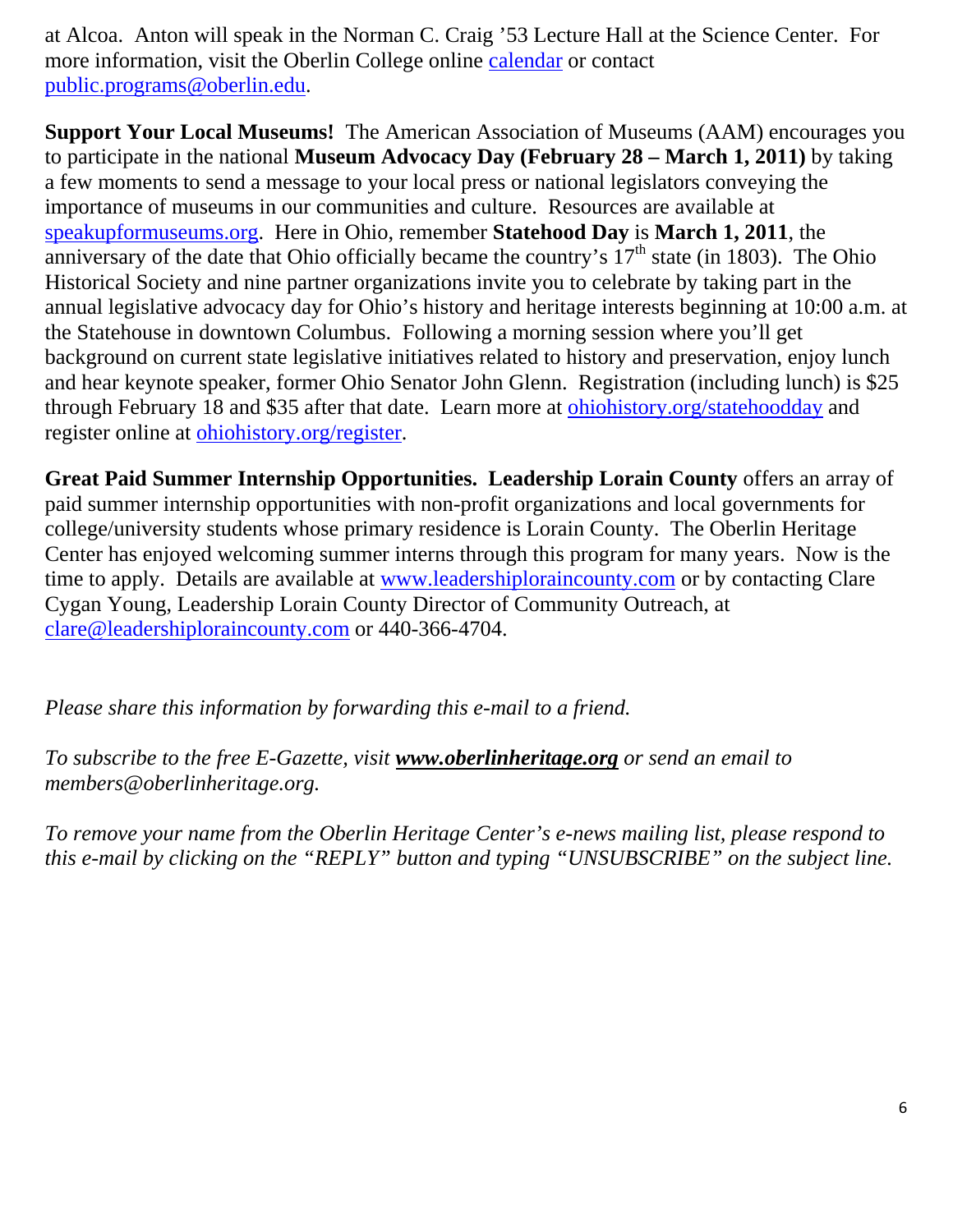at Alcoa. Anton will speak in the Norman C. Craig '53 Lecture Hall at the Science Center. For more information, visit the Oberlin College online calendar or contact public.programs@oberlin.edu.

**Support Your Local Museums!** The American Association of Museums (AAM) encourages you to participate in the national **Museum Advocacy Day (February 28 – March 1, 2011)** by taking a few moments to send a message to your local press or national legislators conveying the importance of museums in our communities and culture. Resources are available at speakupformuseums.org. Here in Ohio, remember **Statehood Day** is **March 1, 2011**, the anniversary of the date that Ohio officially became the country's 17th state (in 1803). The Ohio Historical Society and nine partner organizations invite you to celebrate by taking part in the annual legislative advocacy day for Ohio's history and heritage interests beginning at 10:00 a.m. at the Statehouse in downtown Columbus. Following a morning session where you'll get background on current state legislative initiatives related to history and preservation, enjoy lunch and hear keynote speaker, former Ohio Senator John Glenn. Registration (including lunch) is $25 through February 18 and $35 after that date. Learn more at ohiohistory.org/statehoodday and register online at ohiohistory.org/register.

**Great Paid Summer Internship Opportunities. Leadership Lorain County** offers an array of paid summer internship opportunities with non-profit organizations and local governments for college/university students whose primary residence is Lorain County. The Oberlin Heritage Center has enjoyed welcoming summer interns through this program for many years. Now is the time to apply. Details are available at www.leadershiploraincounty.com or by contacting Clare Cygan Young, Leadership Lorain County Director of Community Outreach, at clare@leadershiploraincounty.com or 440-366-4704.

*Please share this information by forwarding this e-mail to a friend.*

*To subscribe to the free E-Gazette, visit* ***www.oberlinheritage.org*** *or send an email to members@oberlinheritage.org.*

*To remove your name from the Oberlin Heritage Center's e-news mailing list, please respond to this e-mail by clicking on the "REPLY" button and typing "UNSUBSCRIBE" on the subject line.*